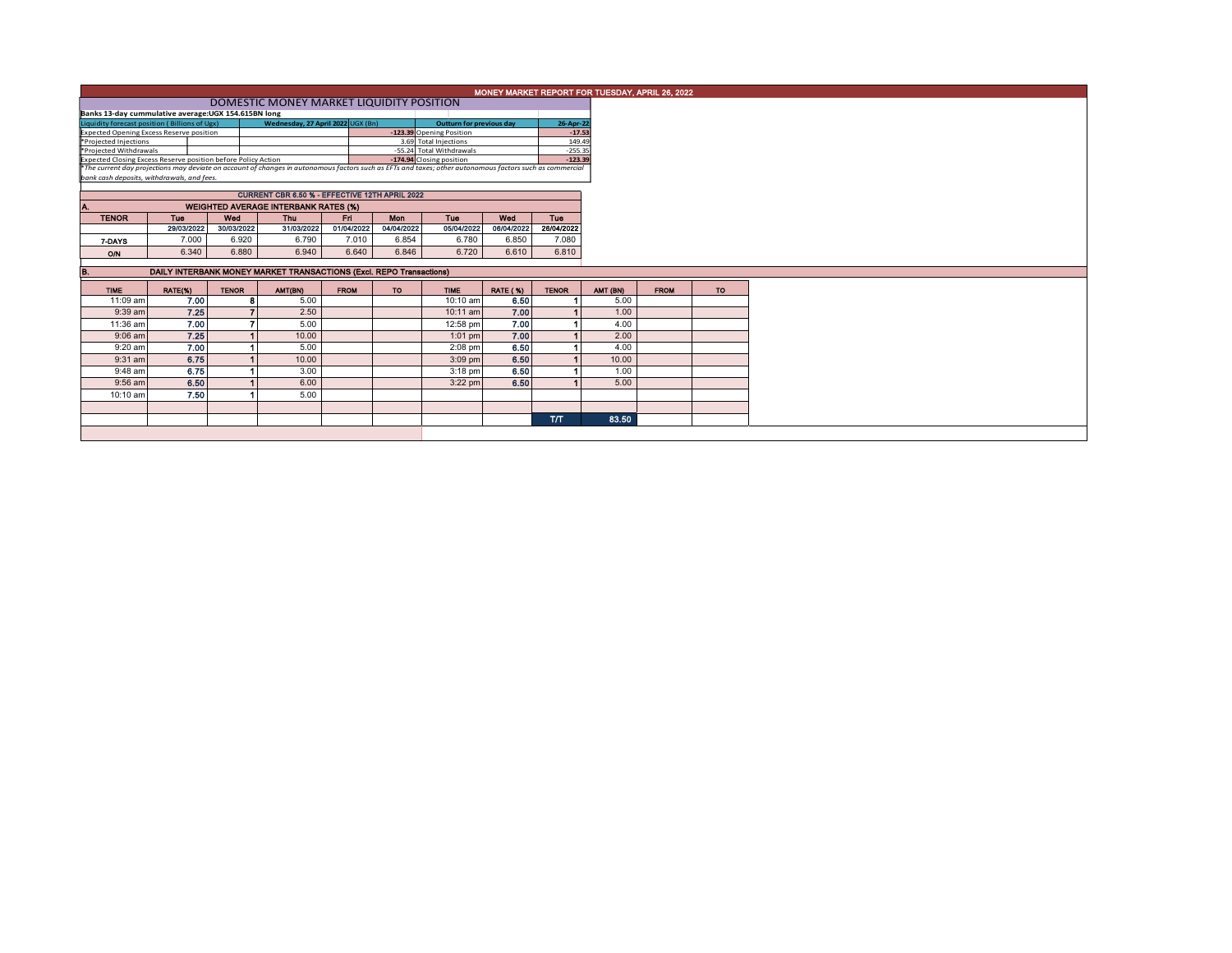# MONEY MARKET REPORT FOR TUESDAY, APRIL 26, 2022

## DOMESTIC MONEY MARKET LIQUIDITY POSITION

**Banks 13-day cummulative average:UGX 154.615BN long**

| Liquidity forecast position ( Billions of Ugx) | Wednesday, 27 April 2022 UGX (Bn) | Outturn for previous day | 26-Apr-22 |
|---|---|---|---|
| Expected Opening Excess Reserve position | -123.39 | Opening Position | -17.53 |
| *Projected Injections | 3.69 | Total Injections | 149.49 |
| *Projected Withdrawals | -55.24 | Total Withdrawals | -255.35 |
| Expected Closing Excess Reserve position before Policy Action | -174.94 | Closing position | -123.39 |

*The current day projections may deviate on account of changes in autonomous factors such as EFTs and taxes; other autonomous factors such as commercial bank cash deposits, withdrawals, and fees.

**CURRENT CBR 6.50 % - EFFECTIVE 12TH APRIL 2022**

### A. WEIGHTED AVERAGE INTERBANK RATES (%)

| TENOR | Tue | Wed | Thu | Fri | Mon | Tue | Wed | Tue |
|---|---|---|---|---|---|---|---|---|
| | 29/03/2022 | 30/03/2022 | 31/03/2022 | 01/04/2022 | 04/04/2022 | 05/04/2022 | 06/04/2022 | 26/04/2022 |
| 7-DAYS | 7.000 | 6.920 | 6.790 | 7.010 | 6.854 | 6.780 | 6.850 | 7.080 |
| O/N | 6.340 | 6.880 | 6.940 | 6.640 | 6.846 | 6.720 | 6.610 | 6.810 |

### B. DAILY INTERBANK MONEY MARKET TRANSACTIONS (Excl. REPO Transactions)

| TIME | RATE(%) | TENOR | AMT(BN) | FROM | TO | TIME | RATE ( %) | TENOR | AMT (BN) | FROM | TO |
|---|---|---|---|---|---|---|---|---|---|---|---|
| 11:09 am | 7.00 | 8 | 5.00 | | | 10:10 am | 6.50 | 1 | 5.00 | | |
| 9:39 am | 7.25 | 7 | 2.50 | | | 10:11 am | 7.00 | 1 | 1.00 | | |
| 11:36 am | 7.00 | 7 | 5.00 | | | 12:58 pm | 7.00 | 1 | 4.00 | | |
| 9:06 am | 7.25 | 1 | 10.00 | | | 1:01 pm | 7.00 | 1 | 2.00 | | |
| 9:20 am | 7.00 | 1 | 5.00 | | | 2:08 pm | 6.50 | 1 | 4.00 | | |
| 9:31 am | 6.75 | 1 | 10.00 | | | 3:09 pm | 6.50 | 1 | 10.00 | | |
| 9:48 am | 6.75 | 1 | 3.00 | | | 3:18 pm | 6.50 | 1 | 1.00 | | |
| 9:56 am | 6.50 | 1 | 6.00 | | | 3:22 pm | 6.50 | 1 | 5.00 | | |
| 10:10 am | 7.50 | 1 | 5.00 | | | | | | | | |
| | | | | | | | | T/T | 83.50 | | |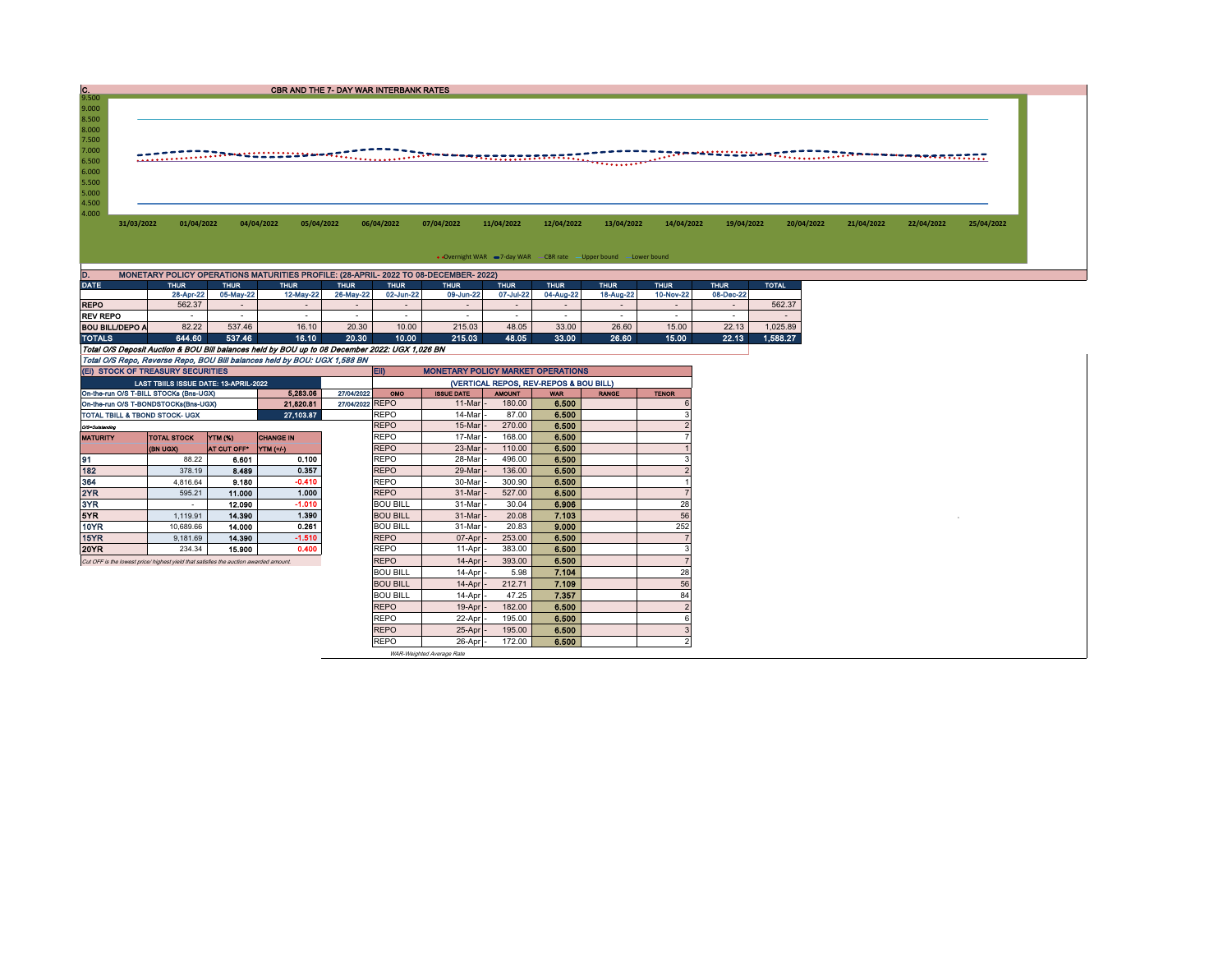## C. CBR AND THE 7- DAY WAR INTERBANK RATES

9.500
9.000
8.500
8.000
7.500
7.000
6.500
6.000
5.500
5.000
4.500
4.000

31/03/2022 01/04/2022 04/04/2022 05/04/2022 06/04/2022 07/04/2022 11/04/2022 12/04/2022 13/04/2022 14/04/2022 19/04/2022 20/04/2022 21/04/2022 22/04/2022 25/04/2022

Overnight WAR, 7-day WAR, CBR rate, Upper bound, Lower bound

## D. MONETARY POLICY OPERATIONS MATURITIES PROFILE: (28-APRIL- 2022 TO 08-DECEMBER- 2022)

| DATE | THUR | THUR | THUR | THUR | THUR | THUR | THUR | THUR | THUR | THUR | THUR | TOTAL |
|---|---|---|---|---|---|---|---|---|---|---|---|---|
| | 28-Apr-22 | 05-May-22 | 12-May-22 | 26-May-22 | 02-Jun-22 | 09-Jun-22 | 07-Jul-22 | 04-Aug-22 | 18-Aug-22 | 10-Nov-22 | 08-Dec-22 | |
| REPO | 562.37 | - | - | - | - | - | - | - | - | - | - | 562.37 |
| REV REPO | - | - | - | - | - | - | - | - | - | - | - | - |
| BOU BILL/DEPO A | 82.22 | 537.46 | 16.10 | 20.30 | 10.00 | 215.03 | 48.05 | 33.00 | 26.60 | 15.00 | 22.13 | 1,025.89 |
| TOTALS | 644.60 | 537.46 | 16.10 | 20.30 | 10.00 | 215.03 | 48.05 | 33.00 | 26.60 | 15.00 | 22.13 | 1,588.27 |

*Total O/S Deposit Auction & BOU Bill balances held by BOU up to 08 December 2022: UGX 1,026 BN*

*Total O/S Repo, Reverse Repo, BOU Bill balances held by BOU: UGX 1,588 BN*

### (EI) STOCK OF TREASURY SECURITIES

| LAST TBIILS ISSUE DATE: 13-APRIL-2022 | | |
|---|---|---|
| On-the-run O/S T-BILL STOCKs (Bns-UGX) | 5,283.06 | 27/04/2022 |
| On-the-run O/S T-BONDSTOCKs(Bns-UGX) | 21,820.81 | 27/04/2022 |
| TOTAL TBILL & TBOND STOCK- UGX | 27,103.87 | |

O/S=Outstanding

| MATURITY | TOTAL STOCK (BN UGX) | YTM (%) AT CUT OFF* | CHANGE IN YTM (+/-) |
|---|---|---|---|
| 91 | 88.22 | 6.601 | 0.100 |
| 182 | 378.19 | 8.489 | 0.357 |
| 364 | 4,816.64 | 9.180 | -0.410 |
| 2YR | 595.21 | 11.000 | 1.000 |
| 3YR | - | 12.090 | -1.010 |
| 5YR | 1,119.91 | 14.390 | 1.390 |
| 10YR | 10,689.66 | 14.000 | 0.261 |
| 15YR | 9,181.69 | 14.390 | -1.510 |
| 20YR | 234.34 | 15.900 | 0.400 |

*Cut OFF is the lowest price/ highest yield that satisfies the auction awarded amount.*

### EII) MONETARY POLICY MARKET OPERATIONS

(VERTICAL REPOS, REV-REPOS & BOU BILL)

| OMO | ISSUE DATE | AMOUNT | WAR | RANGE | TENOR |
|---|---|---|---|---|---|
| REPO | 11-Mar | 180.00 | 6.500 | | 6 |
| REPO | 14-Mar | 87.00 | 6.500 | | 3 |
| REPO | 15-Mar | 270.00 | 6.500 | | 2 |
| REPO | 17-Mar | 168.00 | 6.500 | | 7 |
| REPO | 23-Mar | 110.00 | 6.500 | | 1 |
| REPO | 28-Mar | 496.00 | 6.500 | | 3 |
| REPO | 29-Mar | 136.00 | 6.500 | | 2 |
| REPO | 30-Mar | 300.90 | 6.500 | | 1 |
| REPO | 31-Mar | 527.00 | 6.500 | | 7 |
| BOU BILL | 31-Mar | 30.04 | 6.906 | | 28 |
| BOU BILL | 31-Mar | 20.08 | 7.103 | | 56 |
| BOU BILL | 31-Mar | 20.83 | 9.000 | | 252 |
| REPO | 07-Apr | 253.00 | 6.500 | | 7 |
| REPO | 11-Apr | 383.00 | 6.500 | | 3 |
| REPO | 14-Apr | 393.00 | 6.500 | | 7 |
| BOU BILL | 14-Apr | 5.98 | 7.104 | | 28 |
| BOU BILL | 14-Apr | 212.71 | 7.109 | | 56 |
| BOU BILL | 14-Apr | 47.25 | 7.357 | | 84 |
| REPO | 19-Apr | 182.00 | 6.500 | | 2 |
| REPO | 22-Apr | 195.00 | 6.500 | | 6 |
| REPO | 25-Apr | 195.00 | 6.500 | | 3 |
| REPO | 26-Apr | 172.00 | 6.500 | | 2 |

*WAR-Weighted Average Rate*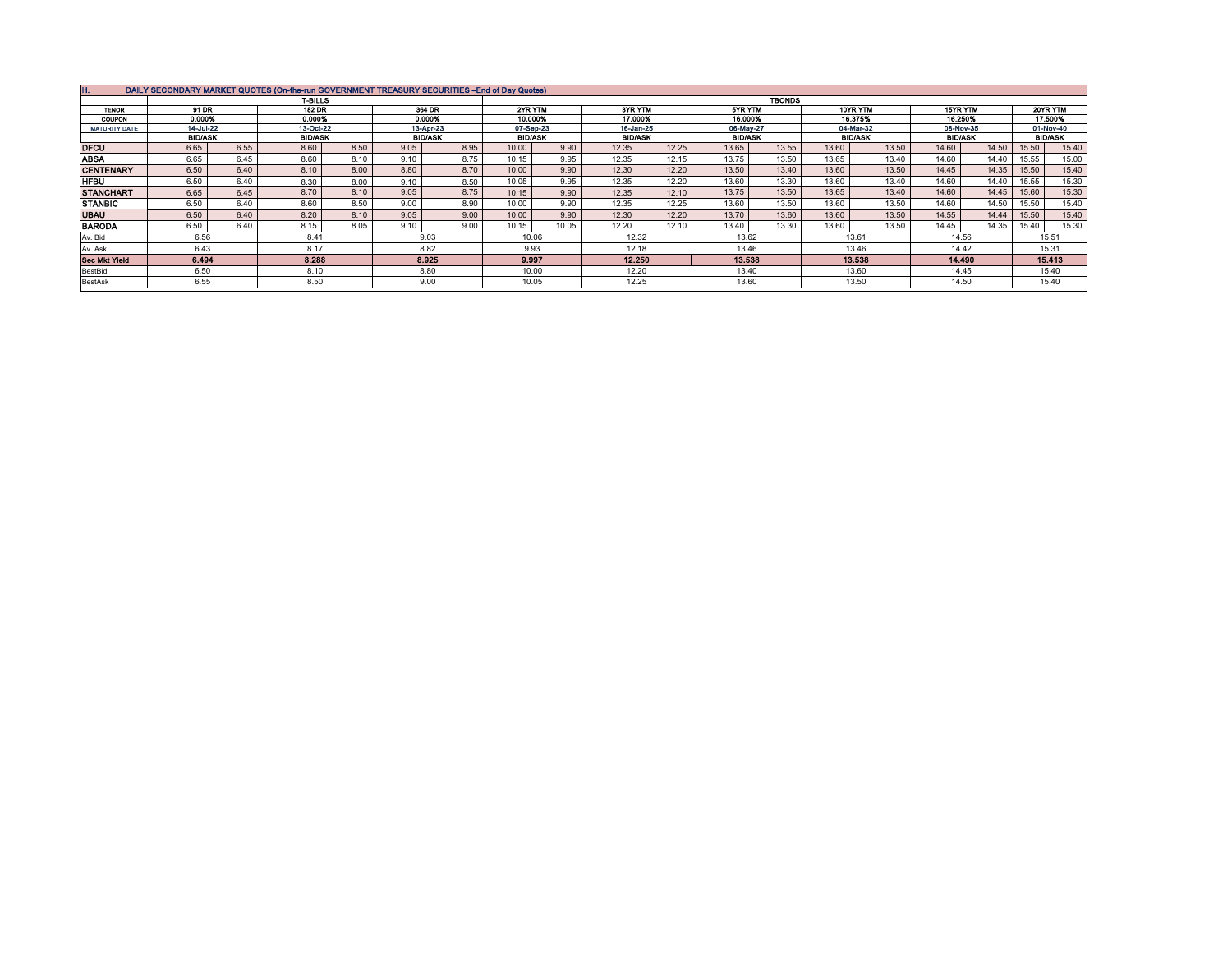| H. | DAILY SECONDARY MARKET QUOTES (On-the-run GOVERNMENT TREASURY SECURITIES –End of Day Quotes) | | | | | | | | | | | | | | | | | |
|---|---|---|---|---|---|---|---|---|---|---|---|---|---|---|---|---|---|---|
| | T-BILLS | | | | | | TBONDS | | | | | | | | | | | |
| TENOR | 91 DR | | 182 DR | | 364 DR | | 2YR YTM | | 3YR YTM | | 5YR YTM | | 10YR YTM | | 15YR YTM | | 20YR YTM | |
| COUPON | 0.000% | | 0.000% | | 0.000% | | 10.000% | | 17.000% | | 16.000% | | 16.375% | | 16.250% | | 17.500% | |
| MATURITY DATE | 14-Jul-22 | | 13-Oct-22 | | 13-Apr-23 | | 07-Sep-23 | | 16-Jan-25 | | 06-May-27 | | 04-Mar-32 | | 08-Nov-35 | | 01-Nov-40 | |
| | BID/ASK | | BID/ASK | | BID/ASK | | BID/ASK | | BID/ASK | | BID/ASK | | BID/ASK | | BID/ASK | | BID/ASK | |
| DFCU | 6.65 | 6.55 | 8.60 | 8.50 | 9.05 | 8.95 | 10.00 | 9.90 | 12.35 | 12.25 | 13.65 | 13.55 | 13.60 | 13.50 | 14.60 | 14.50 | 15.50 | 15.40 |
| ABSA | 6.65 | 6.45 | 8.60 | 8.10 | 9.10 | 8.75 | 10.15 | 9.95 | 12.35 | 12.15 | 13.75 | 13.50 | 13.65 | 13.40 | 14.60 | 14.40 | 15.55 | 15.00 |
| CENTENARY | 6.50 | 6.40 | 8.10 | 8.00 | 8.80 | 8.70 | 10.00 | 9.90 | 12.30 | 12.20 | 13.50 | 13.40 | 13.60 | 13.50 | 14.45 | 14.35 | 15.50 | 15.40 |
| HFBU | 6.50 | 6.40 | 8.30 | 8.00 | 9.10 | 8.50 | 10.05 | 9.95 | 12.35 | 12.20 | 13.60 | 13.30 | 13.60 | 13.40 | 14.60 | 14.40 | 15.55 | 15.30 |
| STANCHART | 6.65 | 6.45 | 8.70 | 8.10 | 9.05 | 8.75 | 10.15 | 9.90 | 12.35 | 12.10 | 13.75 | 13.50 | 13.65 | 13.40 | 14.60 | 14.45 | 15.60 | 15.30 |
| STANBIC | 6.50 | 6.40 | 8.60 | 8.50 | 9.00 | 8.90 | 10.00 | 9.90 | 12.35 | 12.25 | 13.60 | 13.50 | 13.60 | 13.50 | 14.60 | 14.50 | 15.50 | 15.40 |
| UBAU | 6.50 | 6.40 | 8.20 | 8.10 | 9.05 | 9.00 | 10.00 | 9.90 | 12.30 | 12.20 | 13.70 | 13.60 | 13.60 | 13.50 | 14.55 | 14.44 | 15.50 | 15.40 |
| BARODA | 6.50 | 6.40 | 8.15 | 8.05 | 9.10 | 9.00 | 10.15 | 10.05 | 12.20 | 12.10 | 13.40 | 13.30 | 13.60 | 13.50 | 14.45 | 14.35 | 15.40 | 15.30 |
| Av. Bid | 6.56 | | 8.41 | | 9.03 | | 10.06 | | 12.32 | | 13.62 | | 13.61 | | 14.56 | | 15.51 | |
| Av. Ask | 6.43 | | 8.17 | | 8.82 | | 9.93 | | 12.18 | | 13.46 | | 13.46 | | 14.42 | | 15.31 | |
| **Sec Mkt Yield** | **6.494** | | **8.288** | | **8.925** | | **9.997** | | **12.250** | | **13.538** | | **13.538** | | **14.490** | | **15.413** | |
| BestBid | 6.50 | | 8.10 | | 8.80 | | 10.00 | | 12.20 | | 13.40 | | 13.60 | | 14.45 | | 15.40 | |
| BestAsk | 6.55 | | 8.50 | | 9.00 | | 10.05 | | 12.25 | | 13.60 | | 13.50 | | 14.50 | | 15.40 | |